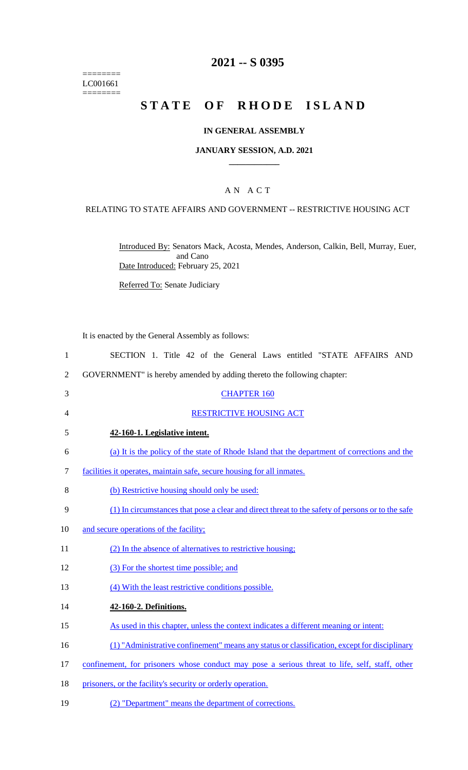========
LC001661
========

# 2021 -- S 0395

# STATE OF RHODE ISLAND

## IN GENERAL ASSEMBLY

### JANUARY SESSION, A.D. 2021

---

## A N A C T

### RELATING TO STATE AFFAIRS AND GOVERNMENT -- RESTRICTIVE HOUSING ACT

Introduced By: Senators Mack, Acosta, Mendes, Anderson, Calkin, Bell, Murray, Euer, and Cano

Date Introduced: February 25, 2021

Referred To: Senate Judiciary

It is enacted by the General Assembly as follows:

1 SECTION 1. Title 42 of the General Laws entitled "STATE AFFAIRS AND
2 GOVERNMENT" is hereby amended by adding thereto the following chapter:

3 CHAPTER 160

4 RESTRICTIVE HOUSING ACT

5 **42-160-1. Legislative intent.**

6 (a) It is the policy of the state of Rhode Island that the department of corrections and the
7 facilities it operates, maintain safe, secure housing for all inmates.

8 (b) Restrictive housing should only be used:

9 (1) In circumstances that pose a clear and direct threat to the safety of persons or to the safe
10 and secure operations of the facility;

11 (2) In the absence of alternatives to restrictive housing;

12 (3) For the shortest time possible; and

13 (4) With the least restrictive conditions possible.

14 **42-160-2. Definitions.**

15 As used in this chapter, unless the context indicates a different meaning or intent:

16 (1) "Administrative confinement" means any status or classification, except for disciplinary
17 confinement, for prisoners whose conduct may pose a serious threat to life, self, staff, other
18 prisoners, or the facility's security or orderly operation.

19 (2) "Department" means the department of corrections.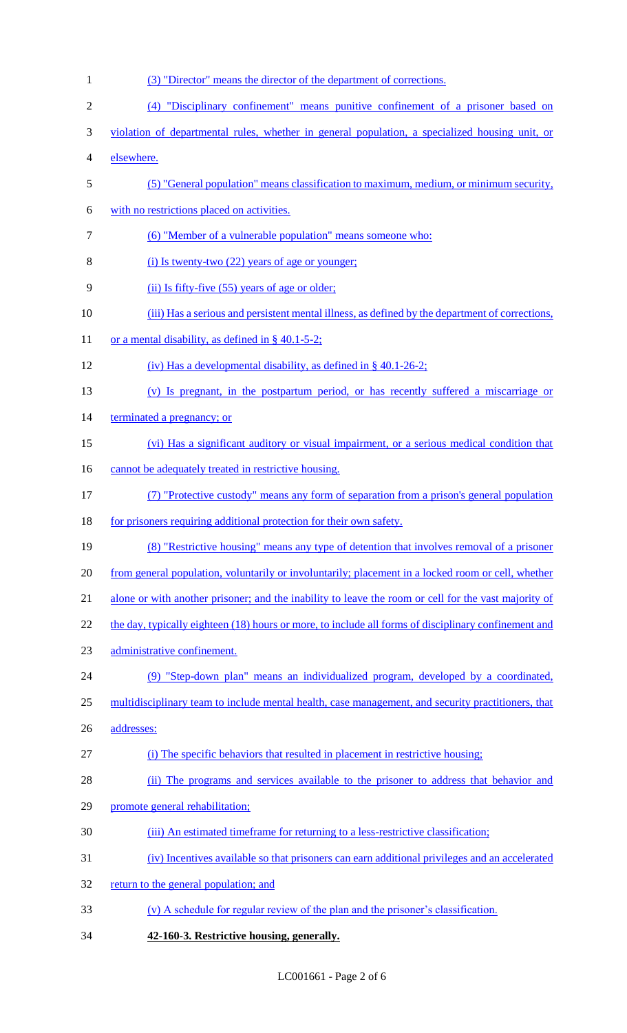(3) "Director" means the director of the department of corrections.

(4) "Disciplinary confinement" means punitive confinement of a prisoner based on violation of departmental rules, whether in general population, a specialized housing unit, or elsewhere.

(5) "General population" means classification to maximum, medium, or minimum security, with no restrictions placed on activities.

(6) "Member of a vulnerable population" means someone who:

(i) Is twenty-two (22) years of age or younger;

(ii) Is fifty-five (55) years of age or older;

(iii) Has a serious and persistent mental illness, as defined by the department of corrections, or a mental disability, as defined in § 40.1-5-2;

(iv) Has a developmental disability, as defined in § 40.1-26-2;

(v) Is pregnant, in the postpartum period, or has recently suffered a miscarriage or terminated a pregnancy; or

(vi) Has a significant auditory or visual impairment, or a serious medical condition that cannot be adequately treated in restrictive housing.

(7) "Protective custody" means any form of separation from a prison's general population for prisoners requiring additional protection for their own safety.

(8) "Restrictive housing" means any type of detention that involves removal of a prisoner from general population, voluntarily or involuntarily; placement in a locked room or cell, whether alone or with another prisoner; and the inability to leave the room or cell for the vast majority of the day, typically eighteen (18) hours or more, to include all forms of disciplinary confinement and administrative confinement.

(9) "Step-down plan" means an individualized program, developed by a coordinated, multidisciplinary team to include mental health, case management, and security practitioners, that addresses:

(i) The specific behaviors that resulted in placement in restrictive housing;

(ii) The programs and services available to the prisoner to address that behavior and promote general rehabilitation;

(iii) An estimated timeframe for returning to a less-restrictive classification;

(iv) Incentives available so that prisoners can earn additional privileges and an accelerated return to the general population; and

(v) A schedule for regular review of the plan and the prisoner's classification.

**42-160-3. Restrictive housing, generally.**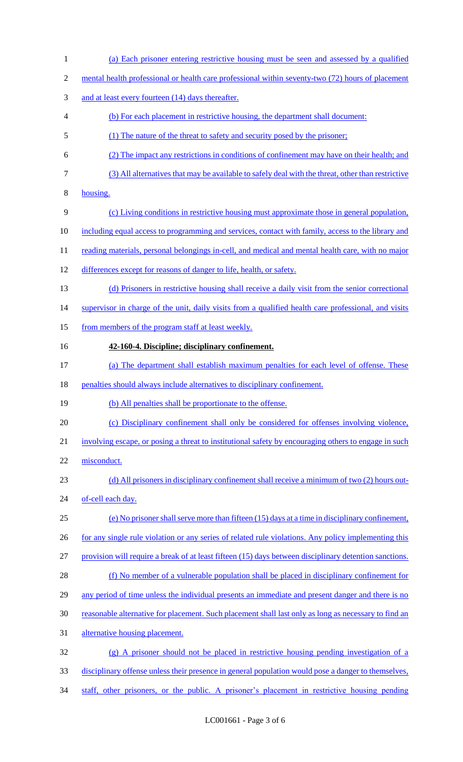(a) Each prisoner entering restrictive housing must be seen and assessed by a qualified mental health professional or health care professional within seventy-two (72) hours of placement and at least every fourteen (14) days thereafter.

(b) For each placement in restrictive housing, the department shall document:

(1) The nature of the threat to safety and security posed by the prisoner;

(2) The impact any restrictions in conditions of confinement may have on their health; and

(3) All alternatives that may be available to safely deal with the threat, other than restrictive housing.

(c) Living conditions in restrictive housing must approximate those in general population, including equal access to programming and services, contact with family, access to the library and reading materials, personal belongings in-cell, and medical and mental health care, with no major differences except for reasons of danger to life, health, or safety.

(d) Prisoners in restrictive housing shall receive a daily visit from the senior correctional supervisor in charge of the unit, daily visits from a qualified health care professional, and visits from members of the program staff at least weekly.

**42-160-4. Discipline; disciplinary confinement.**

(a) The department shall establish maximum penalties for each level of offense. These penalties should always include alternatives to disciplinary confinement.

(b) All penalties shall be proportionate to the offense.

(c) Disciplinary confinement shall only be considered for offenses involving violence, involving escape, or posing a threat to institutional safety by encouraging others to engage in such misconduct.

(d) All prisoners in disciplinary confinement shall receive a minimum of two (2) hours out-of-cell each day.

(e) No prisoner shall serve more than fifteen (15) days at a time in disciplinary confinement, for any single rule violation or any series of related rule violations. Any policy implementing this provision will require a break of at least fifteen (15) days between disciplinary detention sanctions.

(f) No member of a vulnerable population shall be placed in disciplinary confinement for any period of time unless the individual presents an immediate and present danger and there is no reasonable alternative for placement. Such placement shall last only as long as necessary to find an alternative housing placement.

(g) A prisoner should not be placed in restrictive housing pending investigation of a disciplinary offense unless their presence in general population would pose a danger to themselves, staff, other prisoners, or the public. A prisoner's placement in restrictive housing pending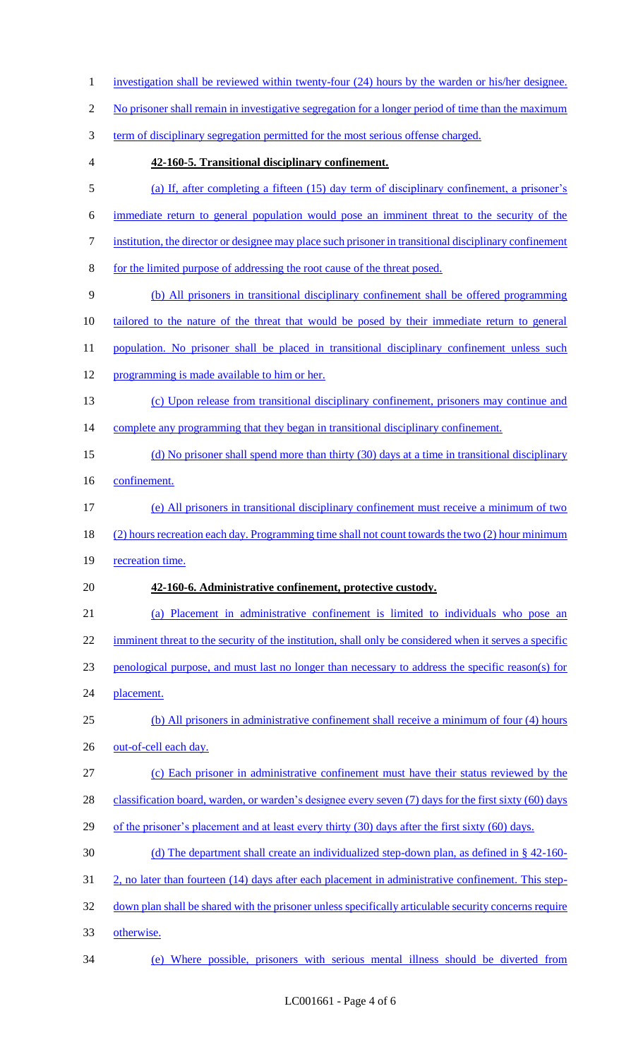investigation shall be reviewed within twenty-four (24) hours by the warden or his/her designee. No prisoner shall remain in investigative segregation for a longer period of time than the maximum term of disciplinary segregation permitted for the most serious offense charged.

**42-160-5. Transitional disciplinary confinement.**

(a) If, after completing a fifteen (15) day term of disciplinary confinement, a prisoner's immediate return to general population would pose an imminent threat to the security of the institution, the director or designee may place such prisoner in transitional disciplinary confinement for the limited purpose of addressing the root cause of the threat posed.

(b) All prisoners in transitional disciplinary confinement shall be offered programming tailored to the nature of the threat that would be posed by their immediate return to general population. No prisoner shall be placed in transitional disciplinary confinement unless such programming is made available to him or her.

(c) Upon release from transitional disciplinary confinement, prisoners may continue and complete any programming that they began in transitional disciplinary confinement.

(d) No prisoner shall spend more than thirty (30) days at a time in transitional disciplinary confinement.

(e) All prisoners in transitional disciplinary confinement must receive a minimum of two (2) hours recreation each day. Programming time shall not count towards the two (2) hour minimum recreation time.

**42-160-6. Administrative confinement, protective custody.**

(a) Placement in administrative confinement is limited to individuals who pose an imminent threat to the security of the institution, shall only be considered when it serves a specific penological purpose, and must last no longer than necessary to address the specific reason(s) for placement.

(b) All prisoners in administrative confinement shall receive a minimum of four (4) hours out-of-cell each day.

(c) Each prisoner in administrative confinement must have their status reviewed by the classification board, warden, or warden's designee every seven (7) days for the first sixty (60) days of the prisoner's placement and at least every thirty (30) days after the first sixty (60) days.

(d) The department shall create an individualized step-down plan, as defined in § 42-160-2, no later than fourteen (14) days after each placement in administrative confinement. This step-down plan shall be shared with the prisoner unless specifically articulable security concerns require otherwise.

(e) Where possible, prisoners with serious mental illness should be diverted from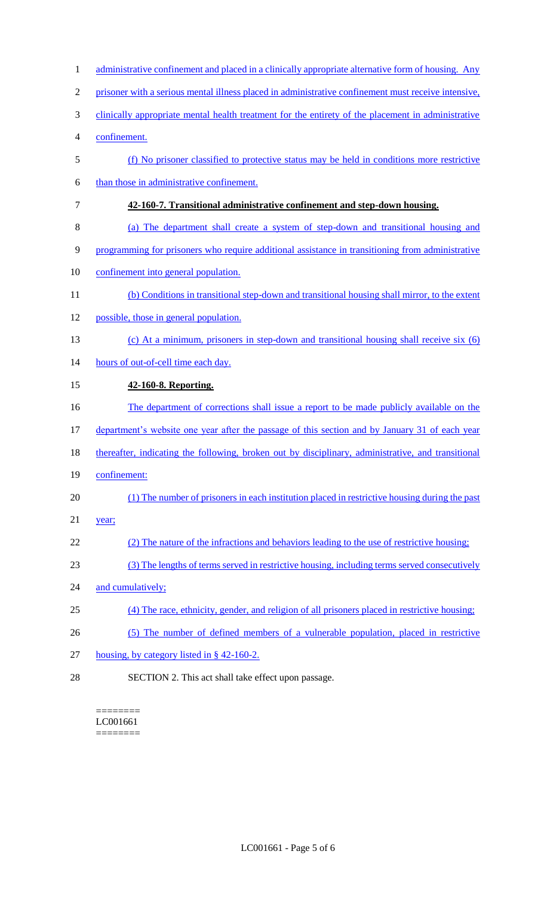administrative confinement and placed in a clinically appropriate alternative form of housing. Any prisoner with a serious mental illness placed in administrative confinement must receive intensive, clinically appropriate mental health treatment for the entirety of the placement in administrative confinement.

(f) No prisoner classified to protective status may be held in conditions more restrictive than those in administrative confinement.

**42-160-7. Transitional administrative confinement and step-down housing.**

(a) The department shall create a system of step-down and transitional housing and programming for prisoners who require additional assistance in transitioning from administrative confinement into general population.

(b) Conditions in transitional step-down and transitional housing shall mirror, to the extent possible, those in general population.

(c) At a minimum, prisoners in step-down and transitional housing shall receive six (6) hours of out-of-cell time each day.

**42-160-8. Reporting.**

The department of corrections shall issue a report to be made publicly available on the department's website one year after the passage of this section and by January 31 of each year thereafter, indicating the following, broken out by disciplinary, administrative, and transitional confinement:

(1) The number of prisoners in each institution placed in restrictive housing during the past year;

(2) The nature of the infractions and behaviors leading to the use of restrictive housing;

(3) The lengths of terms served in restrictive housing, including terms served consecutively and cumulatively;

(4) The race, ethnicity, gender, and religion of all prisoners placed in restrictive housing;

(5) The number of defined members of a vulnerable population, placed in restrictive housing, by category listed in § 42-160-2.

SECTION 2. This act shall take effect upon passage.

========
LC001661
========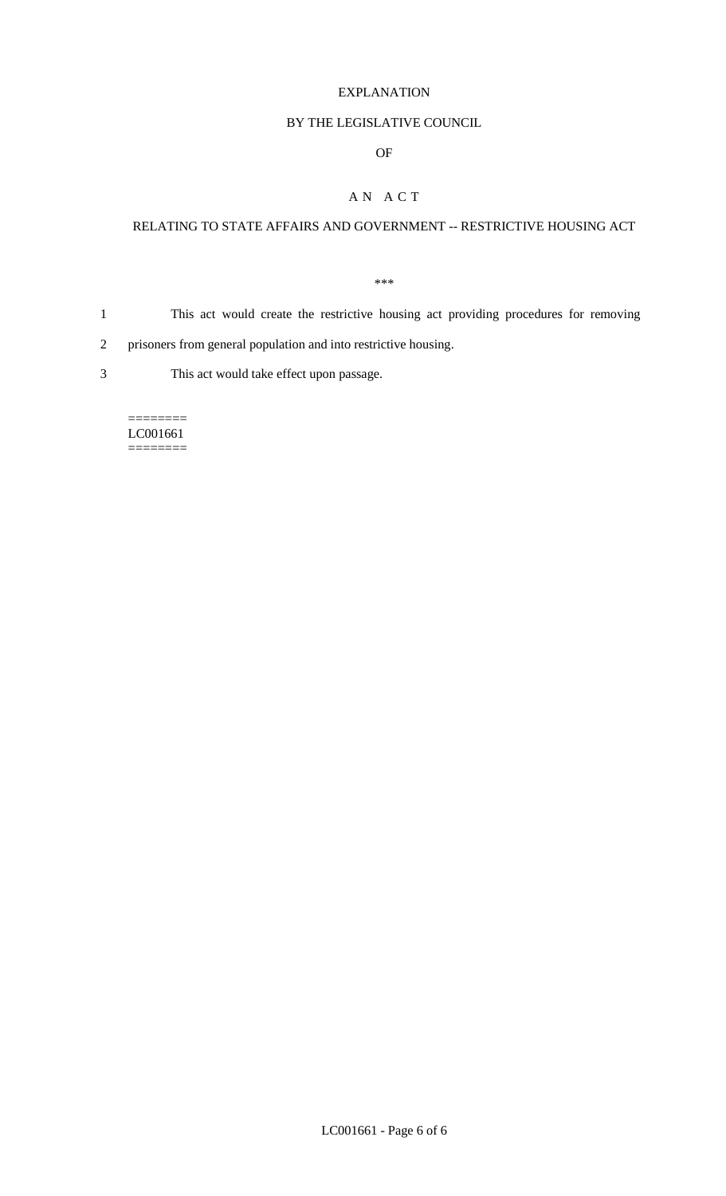EXPLANATION

BY THE LEGISLATIVE COUNCIL

OF

A N A C T

RELATING TO STATE AFFAIRS AND GOVERNMENT -- RESTRICTIVE HOUSING ACT

\*\*\*

1 This act would create the restrictive housing act providing procedures for removing
2 prisoners from general population and into restrictive housing.
3 This act would take effect upon passage.

========
LC001661
========